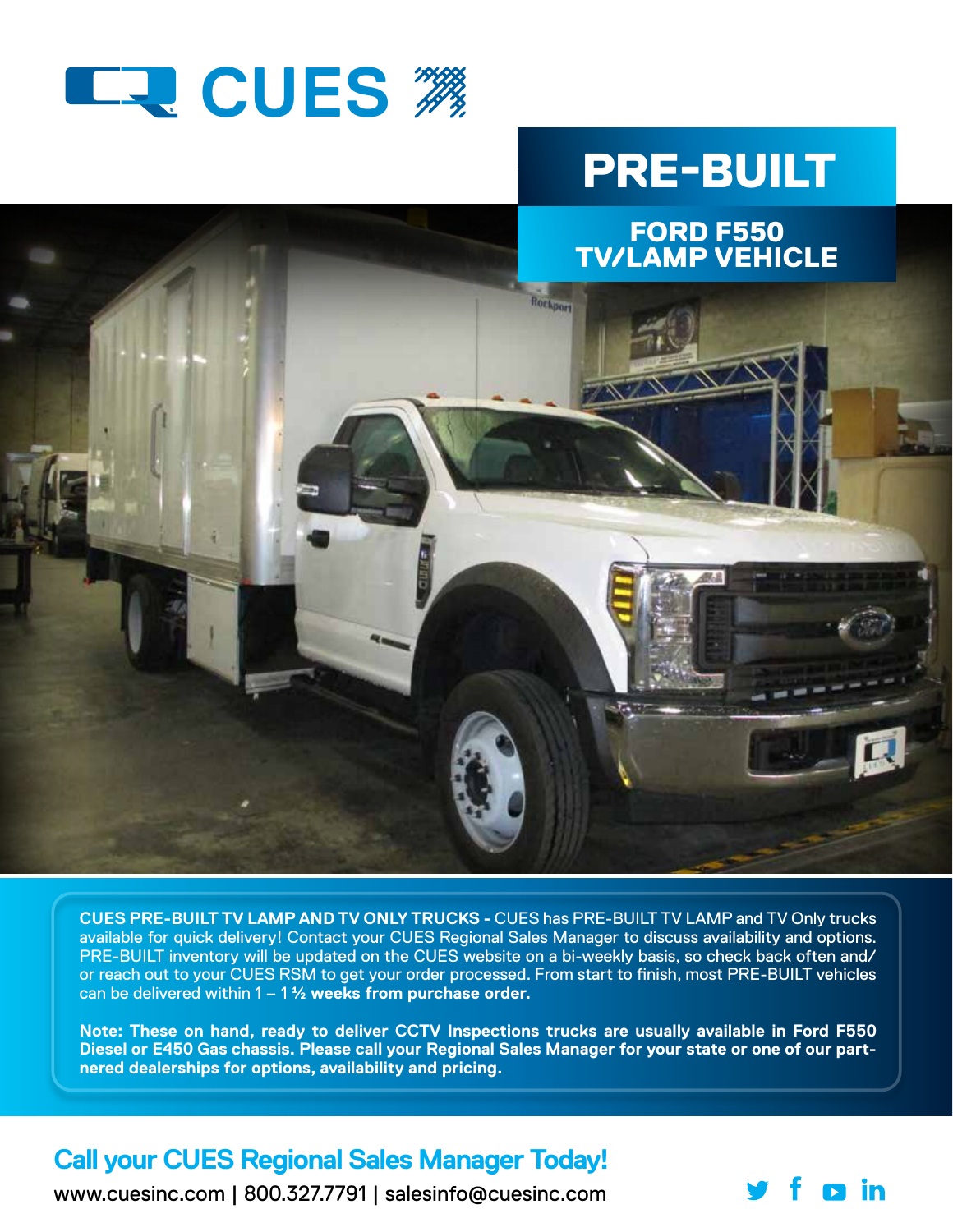# CUES

## PRE-BUILT

### FORD F550 TV/LAMP VEHICLE

**CUES PRE-BUILT TV LAMP AND TV ONLY TRUCKS -** CUES has PRE-BUILT TV LAMP and TV Only trucks available for quick delivery! Contact your CUES Regional Sales Manager to discuss availability and options. PRE-BUILT inventory will be updated on the CUES website on a bi-weekly basis, so check back often and/or reach out to your CUES RSM to get your order processed. From start to finish, most PRE-BUILT vehicles can be delivered within 1 – 1 ½ **weeks from purchase order.**

**Note: These on hand, ready to deliver CCTV Inspections trucks are usually available in Ford F550 Diesel or E450 Gas chassis. Please call your Regional Sales Manager for your state or one of our partnered dealerships for options, availability and pricing.**

## Call your CUES Regional Sales Manager Today!

www.cuesinc.com | 800.327.7791 | salesinfo@cuesinc.com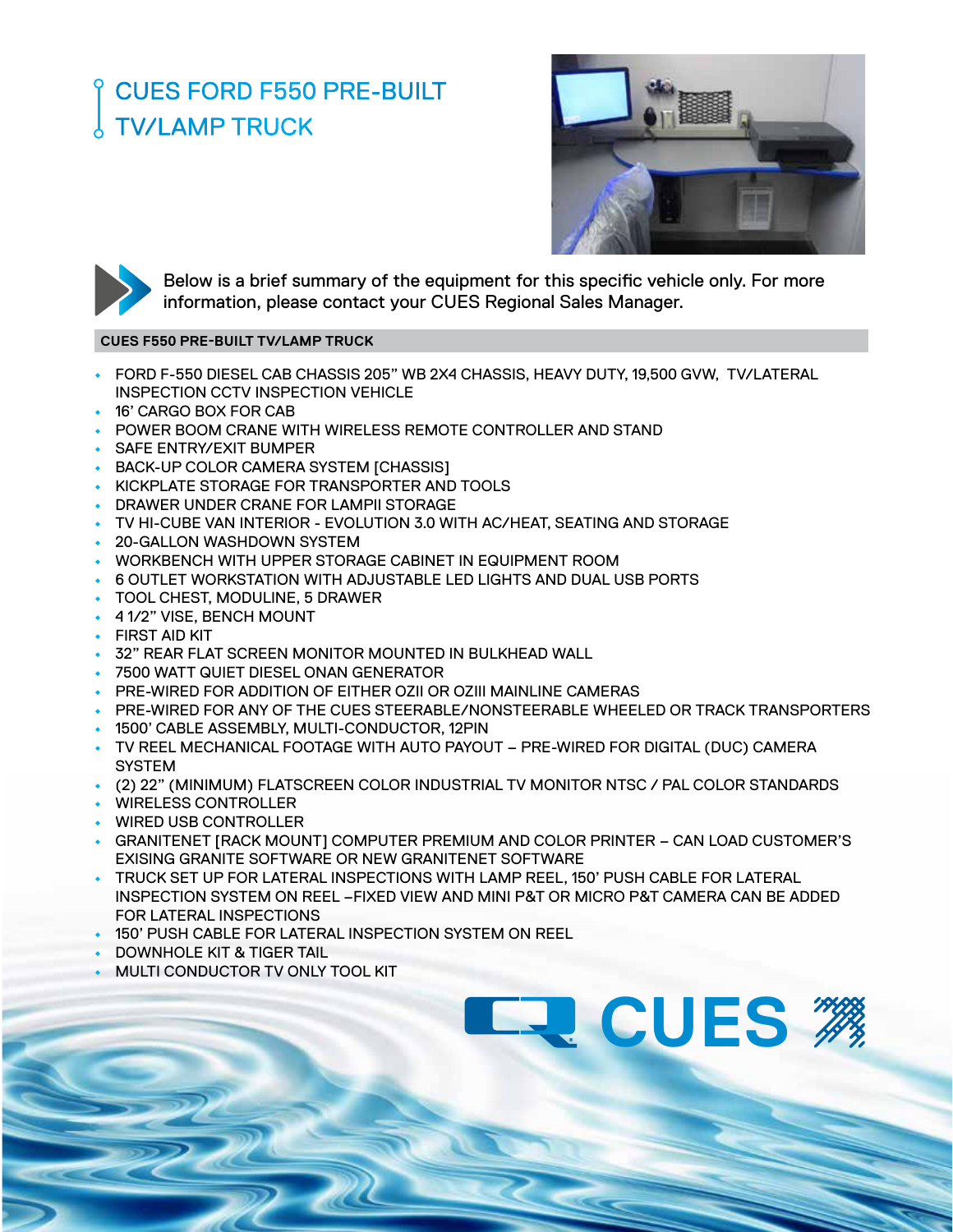# CUES FORD F550 PRE-BUILT TV/LAMP TRUCK

Below is a brief summary of the equipment for this specific vehicle only. For more information, please contact your CUES Regional Sales Manager.

**CUES F550 PRE-BUILT TV/LAMP TRUCK**

- FORD F-550 DIESEL CAB CHASSIS 205" WB 2X4 CHASSIS, HEAVY DUTY, 19,500 GVW, TV/LATERAL INSPECTION CCTV INSPECTION VEHICLE
- 16' CARGO BOX FOR CAB
- POWER BOOM CRANE WITH WIRELESS REMOTE CONTROLLER AND STAND
- SAFE ENTRY/EXIT BUMPER
- BACK-UP COLOR CAMERA SYSTEM [CHASSIS]
- KICKPLATE STORAGE FOR TRANSPORTER AND TOOLS
- DRAWER UNDER CRANE FOR LAMPII STORAGE
- TV HI-CUBE VAN INTERIOR - EVOLUTION 3.0 WITH AC/HEAT, SEATING AND STORAGE
- 20-GALLON WASHDOWN SYSTEM
- WORKBENCH WITH UPPER STORAGE CABINET IN EQUIPMENT ROOM
- 6 OUTLET WORKSTATION WITH ADJUSTABLE LED LIGHTS AND DUAL USB PORTS
- TOOL CHEST, MODULINE, 5 DRAWER
- 4 1/2" VISE, BENCH MOUNT
- FIRST AID KIT
- 32" REAR FLAT SCREEN MONITOR MOUNTED IN BULKHEAD WALL
- 7500 WATT QUIET DIESEL ONAN GENERATOR
- PRE-WIRED FOR ADDITION OF EITHER OZII OR OZIII MAINLINE CAMERAS
- PRE-WIRED FOR ANY OF THE CUES STEERABLE/NONSTEERABLE WHEELED OR TRACK TRANSPORTERS
- 1500' CABLE ASSEMBLY, MULTI-CONDUCTOR, 12PIN
- TV REEL MECHANICAL FOOTAGE WITH AUTO PAYOUT – PRE-WIRED FOR DIGITAL (DUC) CAMERA SYSTEM
- (2) 22" (MINIMUM) FLATSCREEN COLOR INDUSTRIAL TV MONITOR NTSC / PAL COLOR STANDARDS
- WIRELESS CONTROLLER
- WIRED USB CONTROLLER
- GRANITENET [RACK MOUNT] COMPUTER PREMIUM AND COLOR PRINTER – CAN LOAD CUSTOMER'S EXISING GRANITE SOFTWARE OR NEW GRANITENET SOFTWARE
- TRUCK SET UP FOR LATERAL INSPECTIONS WITH LAMP REEL, 150' PUSH CABLE FOR LATERAL INSPECTION SYSTEM ON REEL –FIXED VIEW AND MINI P&T OR MICRO P&T CAMERA CAN BE ADDED FOR LATERAL INSPECTIONS
- 150' PUSH CABLE FOR LATERAL INSPECTION SYSTEM ON REEL
- DOWNHOLE KIT & TIGER TAIL
- MULTI CONDUCTOR TV ONLY TOOL KIT

CUES